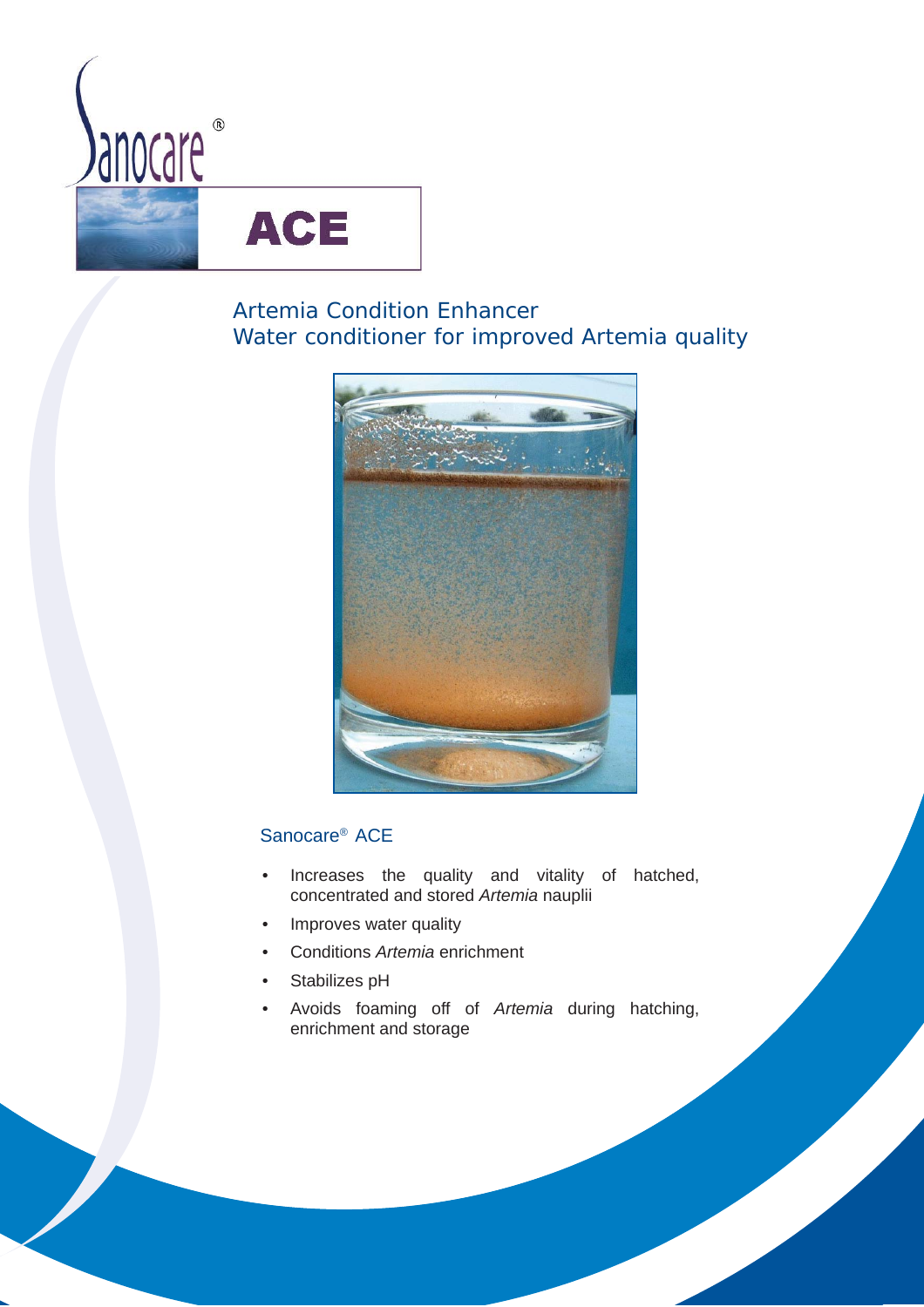# Sanocare®

## ACE

### Artemia Condition Enhancer
### Water conditioner for improved Artemia quality

Sanocare® ACE

- Increases the quality and vitality of hatched, concentrated and stored *Artemia* nauplii
- Improves water quality
- Conditions *Artemia* enrichment
- Stabilizes pH
- Avoids foaming off of *Artemia* during hatching, enrichment and storage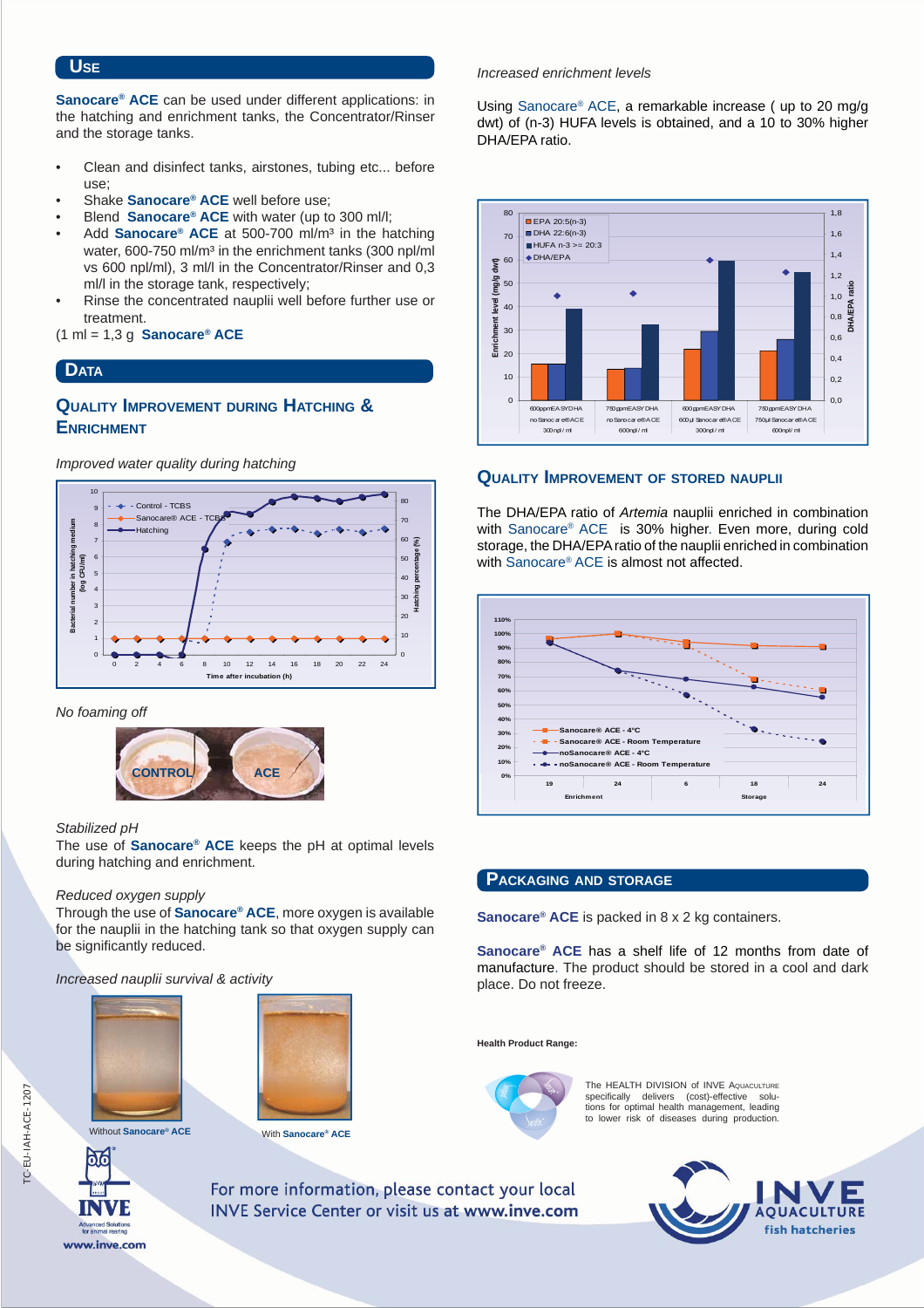## Use

**Sanocare® ACE** can be used under different applications: in the hatching and enrichment tanks, the Concentrator/Rinser and the storage tanks.

- Clean and disinfect tanks, airstones, tubing etc... before use;
- Shake **Sanocare® ACE** well before use;
- Blend **Sanocare® ACE** with water (up to 300 ml/l;
- Add **Sanocare® ACE** at 500-700 ml/m³ in the hatching water, 600-750 ml/m³ in the enrichment tanks (300 npl/ml vs 600 npl/ml), 3 ml/l in the Concentrator/Rinser and 0,3 ml/l in the storage tank, respectively;
- Rinse the concentrated nauplii well before further use or treatment.

(1 ml = 1,3 g **Sanocare® ACE**

## Data

### Quality Improvement during Hatching & Enrichment

*Improved water quality during hatching*

Control - TCBS
Sanocare® ACE - TCBS
Hatching
Bacterial number in hatching medium (log CFU/ml)
Hatching percentage (%)
Time after incubation (h)
0 2 4 6 8 10 12 14 16 18 20 22 24

*No foaming off*

CONTROL
ACE

*Stabilized pH*

The use of **Sanocare® ACE** keeps the pH at optimal levels during hatching and enrichment.

*Reduced oxygen supply*

Through the use of **Sanocare® ACE**, more oxygen is available for the nauplii in the hatching tank so that oxygen supply can be significantly reduced.

*Increased nauplii survival & activity*

Without **Sanocare® ACE**

With **Sanocare® ACE**

*Increased enrichment levels*

Using Sanocare® ACE, a remarkable increase ( up to 20 mg/g dwt) of (n-3) HUFA levels is obtained, and a 10 to 30% higher DHA/EPA ratio.

EPA 20:5(n-3)
DHA 22:6(n-3)
HUFA n-3 >= 20:3
DHA/EPA
Enrichment level (mg/g dwt)
DHA/EPA ratio
600ppm EASY DHA no Sanocare® ACE 300npl / ml
750ppm EASY DHA no Sanocare® ACE 600npl / ml
600ppm EASY DHA 600µl Sanocare® ACE 300npl / ml
750ppm EASY DHA 750µl Sanocare® ACE 600npl / ml

### Quality Improvement of Stored Nauplii

The DHA/EPA ratio of *Artemia* nauplii enriched in combination with Sanocare® ACE is 30% higher. Even more, during cold storage, the DHA/EPA ratio of the nauplii enriched in combination with Sanocare® ACE is almost not affected.

Sanocare® ACE - 4°C
Sanocare® ACE - Room Temperature
noSanocare® ACE - 4°C
noSanocare® ACE - Room Temperature
19 24 6 18 24
Enrichment
Storage

## Packaging and Storage

**Sanocare® ACE** is packed in 8 x 2 kg containers.

**Sanocare® ACE** has a shelf life of 12 months from date of manufacture. The product should be stored in a cool and dark place. Do not freeze.

**Health Product Range:**

The HEALTH DIVISION of INVE Aquaculture specifically delivers (cost)-effective solutions for optimal health management, leading to lower risk of diseases during production.

For more information, please contact your local INVE Service Center or visit us at www.inve.com

INVE Advanced Solutions for animal rearing
www.inve.com

INVE AQUACULTURE fish hatcheries

TC-EU-IAH-ACE-1207